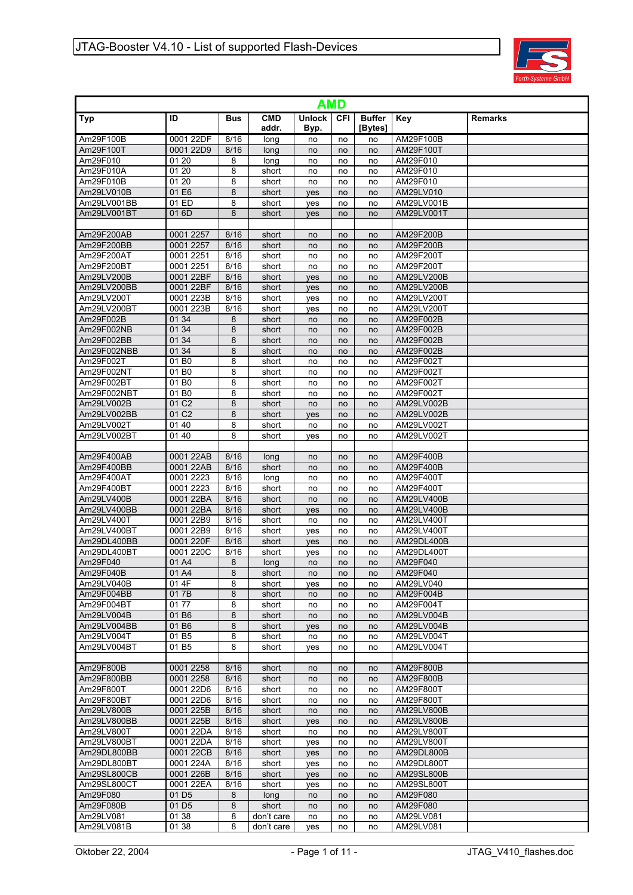# JTAG-Booster V4.10 - List of supported Flash-Devices

## AMD

| Typ | ID | Bus | CMD addr. | Unlock Byp. | CFI | Buffer [Bytes] | Key | Remarks |
|---|---|---|---|---|---|---|---|---|
| Am29F100B | 0001 22DF | 8/16 | long | no | no | no | AM29F100B | |
| Am29F100T | 0001 22D9 | 8/16 | long | no | no | no | AM29F100T | |
| Am29F010 | 01 20 | 8 | long | no | no | no | AM29F010 | |
| Am29F010A | 01 20 | 8 | short | no | no | no | AM29F010 | |
| Am29F010B | 01 20 | 8 | short | no | no | no | AM29F010 | |
| Am29LV010B | 01 E6 | 8 | short | yes | no | no | AM29LV010 | |
| Am29LV001BB | 01 ED | 8 | short | yes | no | no | AM29LV001B | |
| Am29LV001BT | 01 6D | 8 | short | yes | no | no | AM29LV001T | |
| | | | | | | | | |
| Am29F200AB | 0001 2257 | 8/16 | short | no | no | no | AM29F200B | |
| Am29F200BB | 0001 2257 | 8/16 | short | no | no | no | AM29F200B | |
| Am29F200AT | 0001 2251 | 8/16 | short | no | no | no | AM29F200T | |
| Am29F200BT | 0001 2251 | 8/16 | short | no | no | no | AM29F200T | |
| Am29LV200B | 0001 22BF | 8/16 | short | yes | no | no | AM29LV200B | |
| Am29LV200BB | 0001 22BF | 8/16 | short | yes | no | no | AM29LV200B | |
| Am29LV200T | 0001 223B | 8/16 | short | yes | no | no | AM29LV200T | |
| Am29LV200BT | 0001 223B | 8/16 | short | yes | no | no | AM29LV200T | |
| Am29F002B | 01 34 | 8 | short | no | no | no | AM29F002B | |
| Am29F002NB | 01 34 | 8 | short | no | no | no | AM29F002B | |
| Am29F002BB | 01 34 | 8 | short | no | no | no | AM29F002B | |
| Am29F002NBB | 01 34 | 8 | short | no | no | no | AM29F002B | |
| Am29F002T | 01 B0 | 8 | short | no | no | no | AM29F002T | |
| Am29F002NT | 01 B0 | 8 | short | no | no | no | AM29F002T | |
| Am29F002BT | 01 B0 | 8 | short | no | no | no | AM29F002T | |
| Am29F002NBT | 01 B0 | 8 | short | no | no | no | AM29F002T | |
| Am29LV002B | 01 C2 | 8 | short | no | no | no | AM29LV002B | |
| Am29LV002BB | 01 C2 | 8 | short | yes | no | no | AM29LV002B | |
| Am29LV002T | 01 40 | 8 | short | no | no | no | AM29LV002T | |
| Am29LV002BT | 01 40 | 8 | short | yes | no | no | AM29LV002T | |
| | | | | | | | | |
| Am29F400AB | 0001 22AB | 8/16 | long | no | no | no | AM29F400B | |
| Am29F400BB | 0001 22AB | 8/16 | short | no | no | no | AM29F400B | |
| Am29F400AT | 0001 2223 | 8/16 | long | no | no | no | AM29F400T | |
| Am29F400BT | 0001 2223 | 8/16 | short | no | no | no | AM29F400T | |
| Am29LV400B | 0001 22BA | 8/16 | short | no | no | no | AM29LV400B | |
| Am29LV400BB | 0001 22BA | 8/16 | short | yes | no | no | AM29LV400B | |
| Am29LV400T | 0001 22B9 | 8/16 | short | no | no | no | AM29LV400T | |
| Am29LV400BT | 0001 22B9 | 8/16 | short | yes | no | no | AM29LV400T | |
| Am29DL400BB | 0001 220F | 8/16 | short | yes | no | no | AM29DL400B | |
| Am29DL400BT | 0001 220C | 8/16 | short | yes | no | no | AM29DL400T | |
| Am29F040 | 01 A4 | 8 | long | no | no | no | AM29F040 | |
| Am29F040B | 01 A4 | 8 | short | no | no | no | AM29F040 | |
| Am29LV040B | 01 4F | 8 | short | yes | no | no | AM29LV040 | |
| Am29F004BB | 01 7B | 8 | short | no | no | no | AM29F004B | |
| Am29F004BT | 01 77 | 8 | short | no | no | no | AM29F004T | |
| Am29LV004B | 01 B6 | 8 | short | no | no | no | AM29LV004B | |
| Am29LV004BB | 01 B6 | 8 | short | yes | no | no | AM29LV004B | |
| Am29LV004T | 01 B5 | 8 | short | no | no | no | AM29LV004T | |
| Am29LV004BT | 01 B5 | 8 | short | yes | no | no | AM29LV004T | |
| | | | | | | | | |
| Am29F800B | 0001 2258 | 8/16 | short | no | no | no | AM29F800B | |
| Am29F800BB | 0001 2258 | 8/16 | short | no | no | no | AM29F800B | |
| Am29F800T | 0001 22D6 | 8/16 | short | no | no | no | AM29F800T | |
| Am29F800BT | 0001 22D6 | 8/16 | short | no | no | no | AM29F800T | |
| Am29LV800B | 0001 225B | 8/16 | short | no | no | no | AM29LV800B | |
| Am29LV800BB | 0001 225B | 8/16 | short | yes | no | no | AM29LV800B | |
| Am29LV800T | 0001 22DA | 8/16 | short | no | no | no | AM29LV800T | |
| Am29LV800BT | 0001 22DA | 8/16 | short | yes | no | no | AM29LV800T | |
| Am29DL800BB | 0001 22CB | 8/16 | short | yes | no | no | AM29DL800B | |
| Am29DL800BT | 0001 224A | 8/16 | short | yes | no | no | AM29DL800T | |
| Am29SL800CB | 0001 226B | 8/16 | short | yes | no | no | AM29SL800B | |
| Am29SL800CT | 0001 22EA | 8/16 | short | yes | no | no | AM29SL800T | |
| Am29F080 | 01 D5 | 8 | long | no | no | no | AM29F080 | |
| Am29F080B | 01 D5 | 8 | short | no | no | no | AM29F080 | |
| Am29LV081 | 01 38 | 8 | don't care | no | no | no | AM29LV081 | |
| Am29LV081B | 01 38 | 8 | don't care | yes | no | no | AM29LV081 | |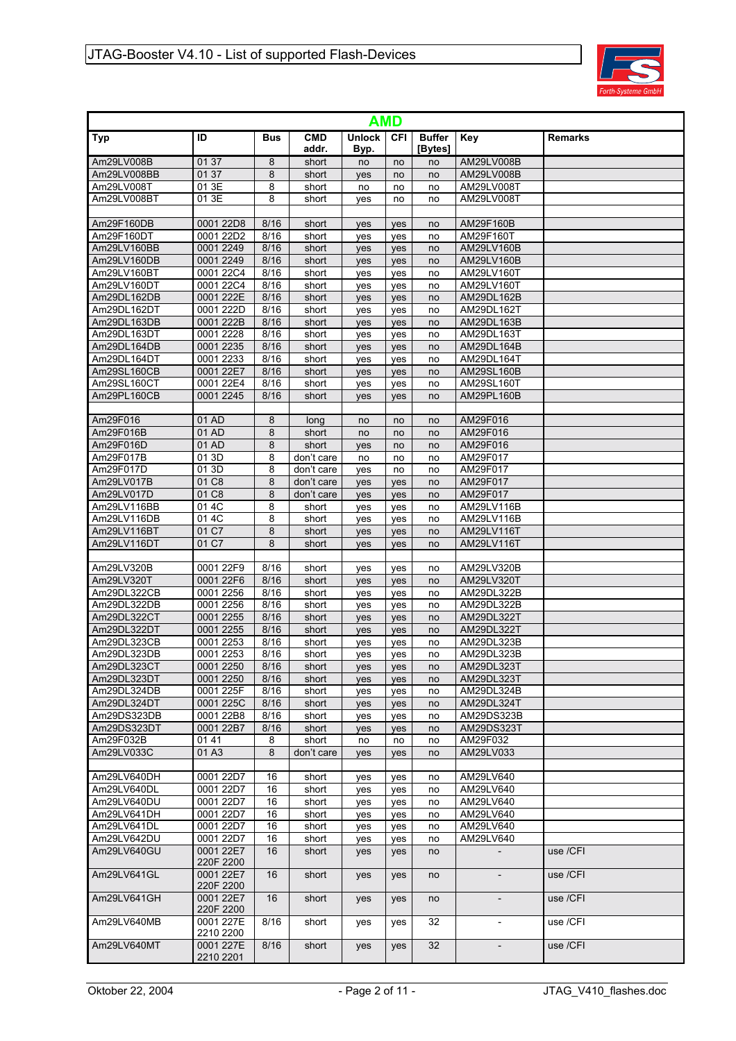## AMD

| Typ | ID | Bus | CMD addr. | Unlock Byp. | CFI | Buffer [Bytes] | Key | Remarks |
|---|---|---|---|---|---|---|---|---|
| Am29LV008B | 01 37 | 8 | short | no | no | no | AM29LV008B | |
| Am29LV008BB | 01 37 | 8 | short | yes | no | no | AM29LV008B | |
| Am29LV008T | 01 3E | 8 | short | no | no | no | AM29LV008T | |
| Am29LV008BT | 01 3E | 8 | short | yes | no | no | AM29LV008T | |
| | | | | | | | | |
| Am29F160DB | 0001 22D8 | 8/16 | short | yes | yes | no | AM29F160B | |
| Am29F160DT | 0001 22D2 | 8/16 | short | yes | yes | no | AM29F160T | |
| Am29LV160BB | 0001 2249 | 8/16 | short | yes | yes | no | AM29LV160B | |
| Am29LV160DB | 0001 2249 | 8/16 | short | yes | yes | no | AM29LV160B | |
| Am29LV160BT | 0001 22C4 | 8/16 | short | yes | yes | no | AM29LV160T | |
| Am29LV160DT | 0001 22C4 | 8/16 | short | yes | yes | no | AM29LV160T | |
| Am29DL162DB | 0001 222E | 8/16 | short | yes | yes | no | AM29DL162B | |
| Am29DL162DT | 0001 222D | 8/16 | short | yes | yes | no | AM29DL162T | |
| Am29DL163DB | 0001 222B | 8/16 | short | yes | yes | no | AM29DL163B | |
| Am29DL163DT | 0001 2228 | 8/16 | short | yes | yes | no | AM29DL163T | |
| Am29DL164DB | 0001 2235 | 8/16 | short | yes | yes | no | AM29DL164B | |
| Am29DL164DT | 0001 2233 | 8/16 | short | yes | yes | no | AM29DL164T | |
| Am29SL160CB | 0001 22E7 | 8/16 | short | yes | yes | no | AM29SL160B | |
| Am29SL160CT | 0001 22E4 | 8/16 | short | yes | yes | no | AM29SL160T | |
| Am29PL160CB | 0001 2245 | 8/16 | short | yes | yes | no | AM29PL160B | |
| | | | | | | | | |
| Am29F016 | 01 AD | 8 | long | no | no | no | AM29F016 | |
| Am29F016B | 01 AD | 8 | short | no | no | no | AM29F016 | |
| Am29F016D | 01 AD | 8 | short | yes | no | no | AM29F016 | |
| Am29F017B | 01 3D | 8 | don't care | no | no | no | AM29F017 | |
| Am29F017D | 01 3D | 8 | don't care | yes | no | no | AM29F017 | |
| Am29LV017B | 01 C8 | 8 | don't care | yes | yes | no | AM29F017 | |
| Am29LV017D | 01 C8 | 8 | don't care | yes | yes | no | AM29F017 | |
| Am29LV116BB | 01 4C | 8 | short | yes | yes | no | AM29LV116B | |
| Am29LV116DB | 01 4C | 8 | short | yes | yes | no | AM29LV116B | |
| Am29LV116BT | 01 C7 | 8 | short | yes | yes | no | AM29LV116T | |
| Am29LV116DT | 01 C7 | 8 | short | yes | yes | no | AM29LV116T | |
| | | | | | | | | |
| Am29LV320B | 0001 22F9 | 8/16 | short | yes | yes | no | AM29LV320B | |
| Am29LV320T | 0001 22F6 | 8/16 | short | yes | yes | no | AM29LV320T | |
| Am29DL322CB | 0001 2256 | 8/16 | short | yes | yes | no | AM29DL322B | |
| Am29DL322DB | 0001 2256 | 8/16 | short | yes | yes | no | AM29DL322B | |
| Am29DL322CT | 0001 2255 | 8/16 | short | yes | yes | no | AM29DL322T | |
| Am29DL322DT | 0001 2255 | 8/16 | short | yes | yes | no | AM29DL322T | |
| Am29DL323CB | 0001 2253 | 8/16 | short | yes | yes | no | AM29DL323B | |
| Am29DL323DB | 0001 2253 | 8/16 | short | yes | yes | no | AM29DL323B | |
| Am29DL323CT | 0001 2250 | 8/16 | short | yes | yes | no | AM29DL323T | |
| Am29DL323DT | 0001 2250 | 8/16 | short | yes | yes | no | AM29DL323T | |
| Am29DL324DB | 0001 225F | 8/16 | short | yes | yes | no | AM29DL324B | |
| Am29DL324DT | 0001 225C | 8/16 | short | yes | yes | no | AM29DL324T | |
| Am29DS323DB | 0001 22B8 | 8/16 | short | yes | yes | no | AM29DS323B | |
| Am29DS323DT | 0001 22B7 | 8/16 | short | yes | yes | no | AM29DS323T | |
| Am29F032B | 01 41 | 8 | short | no | no | no | AM29F032 | |
| Am29LV033C | 01 A3 | 8 | don't care | yes | yes | no | AM29LV033 | |
| | | | | | | | | |
| Am29LV640DH | 0001 22D7 | 16 | short | yes | yes | no | AM29LV640 | |
| Am29LV640DL | 0001 22D7 | 16 | short | yes | yes | no | AM29LV640 | |
| Am29LV640DU | 0001 22D7 | 16 | short | yes | yes | no | AM29LV640 | |
| Am29LV641DH | 0001 22D7 | 16 | short | yes | yes | no | AM29LV640 | |
| Am29LV641DL | 0001 22D7 | 16 | short | yes | yes | no | AM29LV640 | |
| Am29LV642DU | 0001 22D7 | 16 | short | yes | yes | no | AM29LV640 | |
| Am29LV640GU | 0001 22E7 220F 2200 | 16 | short | yes | yes | no | - | use /CFI |
| Am29LV641GL | 0001 22E7 220F 2200 | 16 | short | yes | yes | no | - | use /CFI |
| Am29LV641GH | 0001 22E7 220F 2200 | 16 | short | yes | yes | no | - | use /CFI |
| Am29LV640MB | 0001 227E 2210 2200 | 8/16 | short | yes | yes | 32 | - | use /CFI |
| Am29LV640MT | 0001 227E 2210 2201 | 8/16 | short | yes | yes | 32 | - | use /CFI |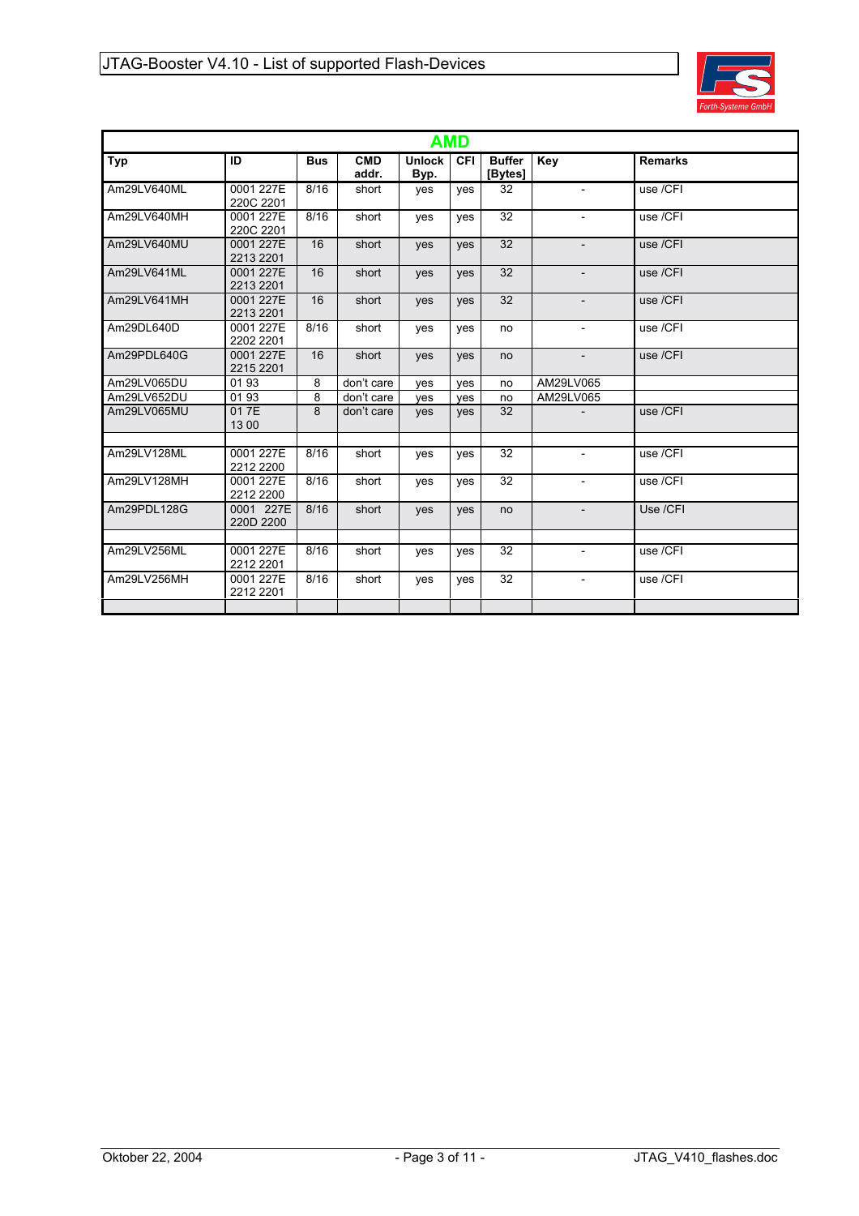| AMD | | | | | | | | |
|---|---|---|---|---|---|---|---|---|
| **Typ** | **ID** | **Bus** | **CMD addr.** | **Unlock Byp.** | **CFI** | **Buffer [Bytes]** | **Key** | **Remarks** |
| Am29LV640ML | 0001 227E 220C 2201 | 8/16 | short | yes | yes | 32 | - | use /CFI |
| Am29LV640MH | 0001 227E 220C 2201 | 8/16 | short | yes | yes | 32 | - | use /CFI |
| Am29LV640MU | 0001 227E 2213 2201 | 16 | short | yes | yes | 32 | - | use /CFI |
| Am29LV641ML | 0001 227E 2213 2201 | 16 | short | yes | yes | 32 | - | use /CFI |
| Am29LV641MH | 0001 227E 2213 2201 | 16 | short | yes | yes | 32 | - | use /CFI |
| Am29DL640D | 0001 227E 2202 2201 | 8/16 | short | yes | yes | no | - | use /CFI |
| Am29PDL640G | 0001 227E 2215 2201 | 16 | short | yes | yes | no | - | use /CFI |
| Am29LV065DU | 01 93 | 8 | don't care | yes | yes | no | AM29LV065 | |
| Am29LV652DU | 01 93 | 8 | don't care | yes | yes | no | AM29LV065 | |
| Am29LV065MU | 01 7E 13 00 | 8 | don't care | yes | yes | 32 | - | use /CFI |
| | | | | | | | | |
| Am29LV128ML | 0001 227E 2212 2200 | 8/16 | short | yes | yes | 32 | - | use /CFI |
| Am29LV128MH | 0001 227E 2212 2200 | 8/16 | short | yes | yes | 32 | - | use /CFI |
| Am29PDL128G | 0001 227E 220D 2200 | 8/16 | short | yes | yes | no | - | Use /CFI |
| | | | | | | | | |
| Am29LV256ML | 0001 227E 2212 2201 | 8/16 | short | yes | yes | 32 | - | use /CFI |
| Am29LV256MH | 0001 227E 2212 2201 | 8/16 | short | yes | yes | 32 | - | use /CFI |
| | | | | | | | | |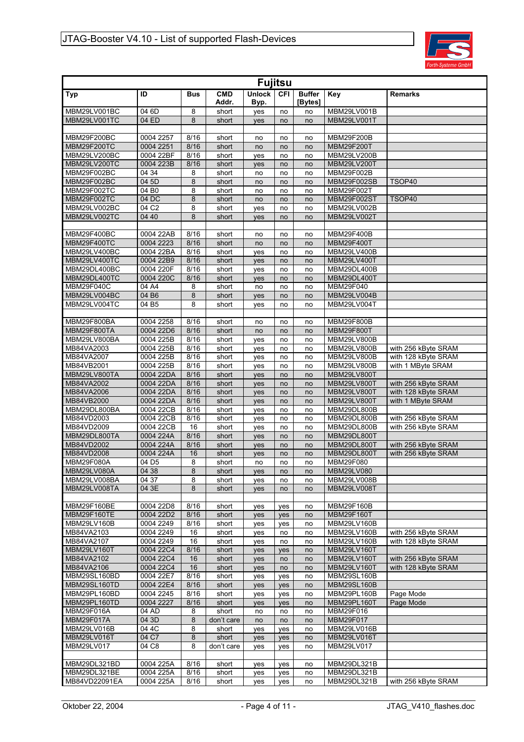| Fujitsu | | | | | | | | |
|---|---|---|---|---|---|---|---|---|
| **Typ** | **ID** | **Bus** | **CMD Addr.** | **Unlock Byp.** | **CFI** | **Buffer [Bytes]** | **Key** | **Remarks** |
| MBM29LV001BC | 04 6D | 8 | short | yes | no | no | MBM29LV001B | |
| MBM29LV001TC | 04 ED | 8 | short | yes | no | no | MBM29LV001T | |
| | | | | | | | | |
| MBM29F200BC | 0004 2257 | 8/16 | short | no | no | no | MBM29F200B | |
| MBM29F200TC | 0004 2251 | 8/16 | short | no | no | no | MBM29F200T | |
| MBM29LV200BC | 0004 22BF | 8/16 | short | yes | no | no | MBM29LV200B | |
| MBM29LV200TC | 0004 223B | 8/16 | short | yes | no | no | MBM29LV200T | |
| MBM29F002BC | 04 34 | 8 | short | no | no | no | MBM29F002B | |
| MBM29F002BC | 04 5D | 8 | short | no | no | no | MBM29F002SB | TSOP40 |
| MBM29F002TC | 04 B0 | 8 | short | no | no | no | MBM29F002T | |
| MBM29F002TC | 04 DC | 8 | short | no | no | no | MBM29F002ST | TSOP40 |
| MBM29LV002BC | 04 C2 | 8 | short | yes | no | no | MBM29LV002B | |
| MBM29LV002TC | 04 40 | 8 | short | yes | no | no | MBM29LV002T | |
| | | | | | | | | |
| MBM29F400BC | 0004 22AB | 8/16 | short | no | no | no | MBM29F400B | |
| MBM29F400TC | 0004 2223 | 8/16 | short | no | no | no | MBM29F400T | |
| MBM29LV400BC | 0004 22BA | 8/16 | short | yes | no | no | MBM29LV400B | |
| MBM29LV400TC | 0004 22B9 | 8/16 | short | yes | no | no | MBM29LV400T | |
| MBM29DL400BC | 0004 220F | 8/16 | short | yes | no | no | MBM29DL400B | |
| MBM29DL400TC | 0004 220C | 8/16 | short | yes | no | no | MBM29DL400T | |
| MBM29F040C | 04 A4 | 8 | short | no | no | no | MBM29F040 | |
| MBM29LV004BC | 04 B6 | 8 | short | yes | no | no | MBM29LV004B | |
| MBM29LV004TC | 04 B5 | 8 | short | yes | no | no | MBM29LV004T | |
| | | | | | | | | |
| MBM29F800BA | 0004 2258 | 8/16 | short | no | no | no | MBM29F800B | |
| MBM29F800TA | 0004 22D6 | 8/16 | short | no | no | no | MBM29F800T | |
| MBM29LV800BA | 0004 225B | 8/16 | short | yes | no | no | MBM29LV800B | |
| MB84VA2003 | 0004 225B | 8/16 | short | yes | no | no | MBM29LV800B | with 256 kByte SRAM |
| MB84VA2007 | 0004 225B | 8/16 | short | yes | no | no | MBM29LV800B | with 128 kByte SRAM |
| MB84VB2001 | 0004 225B | 8/16 | short | yes | no | no | MBM29LV800B | with 1 MByte SRAM |
| MBM29LV800TA | 0004 22DA | 8/16 | short | yes | no | no | MBM29LV800T | |
| MB84VA2002 | 0004 22DA | 8/16 | short | yes | no | no | MBM29LV800T | with 256 kByte SRAM |
| MB84VA2006 | 0004 22DA | 8/16 | short | yes | no | no | MBM29LV800T | with 128 kByte SRAM |
| MB84VB2000 | 0004 22DA | 8/16 | short | yes | no | no | MBM29LV800T | with 1 MByte SRAM |
| MBM29DL800BA | 0004 22CB | 8/16 | short | yes | no | no | MBM29DL800B | |
| MB84VD2003 | 0004 22CB | 8/16 | short | yes | no | no | MBM29DL800B | with 256 kByte SRAM |
| MB84VD2009 | 0004 22CB | 16 | short | yes | no | no | MBM29DL800B | with 256 kByte SRAM |
| MBM29DL800TA | 0004 224A | 8/16 | short | yes | no | no | MBM29DL800T | |
| MB84VD2002 | 0004 224A | 8/16 | short | yes | no | no | MBM29DL800T | with 256 kByte SRAM |
| MB84VD2008 | 0004 224A | 16 | short | yes | no | no | MBM29DL800T | with 256 kByte SRAM |
| MBM29F080A | 04 D5 | 8 | short | no | no | no | MBM29F080 | |
| MBM29LV080A | 04 38 | 8 | short | yes | no | no | MBM29LV080 | |
| MBM29LV008BA | 04 37 | 8 | short | yes | no | no | MBM29LV008B | |
| MBM29LV008TA | 04 3E | 8 | short | yes | no | no | MBM29LV008T | |
| | | | | | | | | |
| MBM29F160BE | 0004 22D8 | 8/16 | short | yes | yes | no | MBM29F160B | |
| MBM29F160TE | 0004 22D2 | 8/16 | short | yes | yes | no | MBM29F160T | |
| MBM29LV160B | 0004 2249 | 8/16 | short | yes | yes | no | MBM29LV160B | |
| MB84VA2103 | 0004 2249 | 16 | short | yes | no | no | MBM29LV160B | with 256 kByte SRAM |
| MB84VA2107 | 0004 2249 | 16 | short | yes | no | no | MBM29LV160B | with 128 kByte SRAM |
| MBM29LV160T | 0004 22C4 | 8/16 | short | yes | yes | no | MBM29LV160T | |
| MB84VA2102 | 0004 22C4 | 16 | short | yes | no | no | MBM29LV160T | with 256 kByte SRAM |
| MB84VA2106 | 0004 22C4 | 16 | short | yes | no | no | MBM29LV160T | with 128 kByte SRAM |
| MBM29SL160BD | 0004 22E7 | 8/16 | short | yes | yes | no | MBM29SL160B | |
| MBM29SL160TD | 0004 22E4 | 8/16 | short | yes | yes | no | MBM29SL160B | |
| MBM29PL160BD | 0004 2245 | 8/16 | short | yes | yes | no | MBM29PL160B | Page Mode |
| MBM29PL160TD | 0004 2227 | 8/16 | short | yes | yes | no | MBM29PL160T | Page Mode |
| MBM29F016A | 04 AD | 8 | short | no | no | no | MBM29F016 | |
| MBM29F017A | 04 3D | 8 | don't care | no | no | no | MBM29F017 | |
| MBM29LV016B | 04 4C | 8 | short | yes | yes | no | MBM29LV016B | |
| MBM29LV016T | 04 C7 | 8 | short | yes | yes | no | MBM29LV016T | |
| MBM29LV017 | 04 C8 | 8 | don't care | yes | yes | no | MBM29LV017 | |
| | | | | | | | | |
| MBM29DL321BD | 0004 225A | 8/16 | short | yes | yes | no | MBM29DL321B | |
| MBM29DL321BE | 0004 225A | 8/16 | short | yes | yes | no | MBM29DL321B | |
| MB84VD22091EA | 0004 225A | 8/16 | short | yes | yes | no | MBM29DL321B | with 256 kByte SRAM |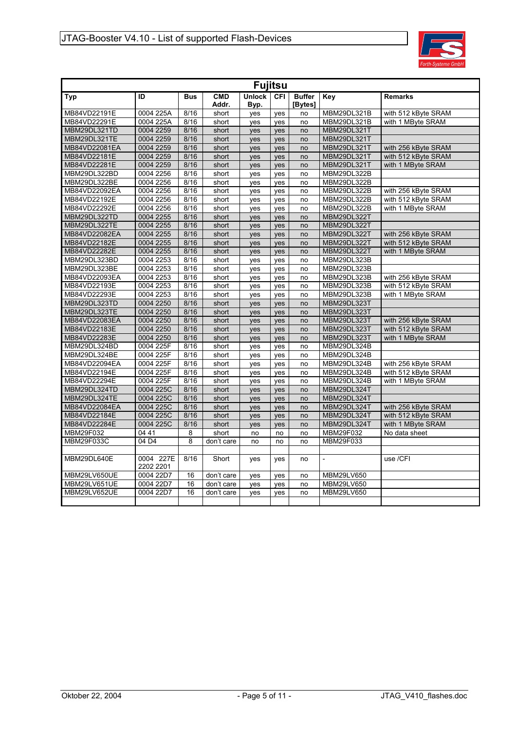| Fujitsu | | | | | | | | |
|---|---|---|---|---|---|---|---|---|
| **Typ** | **ID** | **Bus** | **CMD Addr.** | **Unlock Byp.** | **CFI** | **Buffer [Bytes]** | **Key** | **Remarks** |
| MB84VD22191E | 0004 225A | 8/16 | short | yes | yes | no | MBM29DL321B | with 512 kByte SRAM |
| MB84VD22291E | 0004 225A | 8/16 | short | yes | yes | no | MBM29DL321B | with 1 MByte SRAM |
| MBM29DL321TD | 0004 2259 | 8/16 | short | yes | yes | no | MBM29DL321T | |
| MBM29DL321TE | 0004 2259 | 8/16 | short | yes | yes | no | MBM29DL321T | |
| MB84VD22081EA | 0004 2259 | 8/16 | short | yes | yes | no | MBM29DL321T | with 256 kByte SRAM |
| MB84VD22181E | 0004 2259 | 8/16 | short | yes | yes | no | MBM29DL321T | with 512 kByte SRAM |
| MB84VD22281E | 0004 2259 | 8/16 | short | yes | yes | no | MBM29DL321T | with 1 MByte SRAM |
| MBM29DL322BD | 0004 2256 | 8/16 | short | yes | yes | no | MBM29DL322B | |
| MBM29DL322BE | 0004 2256 | 8/16 | short | yes | yes | no | MBM29DL322B | |
| MB84VD22092EA | 0004 2256 | 8/16 | short | yes | yes | no | MBM29DL322B | with 256 kByte SRAM |
| MB84VD22192E | 0004 2256 | 8/16 | short | yes | yes | no | MBM29DL322B | with 512 kByte SRAM |
| MB84VD22292E | 0004 2256 | 8/16 | short | yes | yes | no | MBM29DL322B | with 1 MByte SRAM |
| MBM29DL322TD | 0004 2255 | 8/16 | short | yes | yes | no | MBM29DL322T | |
| MBM29DL322TE | 0004 2255 | 8/16 | short | yes | yes | no | MBM29DL322T | |
| MB84VD22082EA | 0004 2255 | 8/16 | short | yes | yes | no | MBM29DL322T | with 256 kByte SRAM |
| MB84VD22182E | 0004 2255 | 8/16 | short | yes | yes | no | MBM29DL322T | with 512 kByte SRAM |
| MB84VD22282E | 0004 2255 | 8/16 | short | yes | yes | no | MBM29DL322T | with 1 MByte SRAM |
| MBM29DL323BD | 0004 2253 | 8/16 | short | yes | yes | no | MBM29DL323B | |
| MBM29DL323BE | 0004 2253 | 8/16 | short | yes | yes | no | MBM29DL323B | |
| MB84VD22093EA | 0004 2253 | 8/16 | short | yes | yes | no | MBM29DL323B | with 256 kByte SRAM |
| MB84VD22193E | 0004 2253 | 8/16 | short | yes | yes | no | MBM29DL323B | with 512 kByte SRAM |
| MB84VD22293E | 0004 2253 | 8/16 | short | yes | yes | no | MBM29DL323B | with 1 MByte SRAM |
| MBM29DL323TD | 0004 2250 | 8/16 | short | yes | yes | no | MBM29DL323T | |
| MBM29DL323TE | 0004 2250 | 8/16 | short | yes | yes | no | MBM29DL323T | |
| MB84VD22083EA | 0004 2250 | 8/16 | short | yes | yes | no | MBM29DL323T | with 256 kByte SRAM |
| MB84VD22183E | 0004 2250 | 8/16 | short | yes | yes | no | MBM29DL323T | with 512 kByte SRAM |
| MB84VD22283E | 0004 2250 | 8/16 | short | yes | yes | no | MBM29DL323T | with 1 MByte SRAM |
| MBM29DL324BD | 0004 225F | 8/16 | short | yes | yes | no | MBM29DL324B | |
| MBM29DL324BE | 0004 225F | 8/16 | short | yes | yes | no | MBM29DL324B | |
| MB84VD22094EA | 0004 225F | 8/16 | short | yes | yes | no | MBM29DL324B | with 256 kByte SRAM |
| MB84VD22194E | 0004 225F | 8/16 | short | yes | yes | no | MBM29DL324B | with 512 kByte SRAM |
| MB84VD22294E | 0004 225F | 8/16 | short | yes | yes | no | MBM29DL324B | with 1 MByte SRAM |
| MBM29DL324TD | 0004 225C | 8/16 | short | yes | yes | no | MBM29DL324T | |
| MBM29DL324TE | 0004 225C | 8/16 | short | yes | yes | no | MBM29DL324T | |
| MB84VD22084EA | 0004 225C | 8/16 | short | yes | yes | no | MBM29DL324T | with 256 kByte SRAM |
| MB84VD22184E | 0004 225C | 8/16 | short | yes | yes | no | MBM29DL324T | with 512 kByte SRAM |
| MB84VD22284E | 0004 225C | 8/16 | short | yes | yes | no | MBM29DL324T | with 1 MByte SRAM |
| MBM29F032 | 04 41 | 8 | short | no | no | no | MBM29F032 | No data sheet |
| MBM29F033C | 04 D4 | 8 | don't care | no | no | no | MBM29F033 | |
| | | | | | | | | |
| MBM29DL640E | 0004 227E 2202 2201 | 8/16 | Short | yes | yes | no | - | use /CFI |
| MBM29LV650UE | 0004 22D7 | 16 | don't care | yes | yes | no | MBM29LV650 | |
| MBM29LV651UE | 0004 22D7 | 16 | don't care | yes | yes | no | MBM29LV650 | |
| MBM29LV652UE | 0004 22D7 | 16 | don't care | yes | yes | no | MBM29LV650 | |
| | | | | | | | | |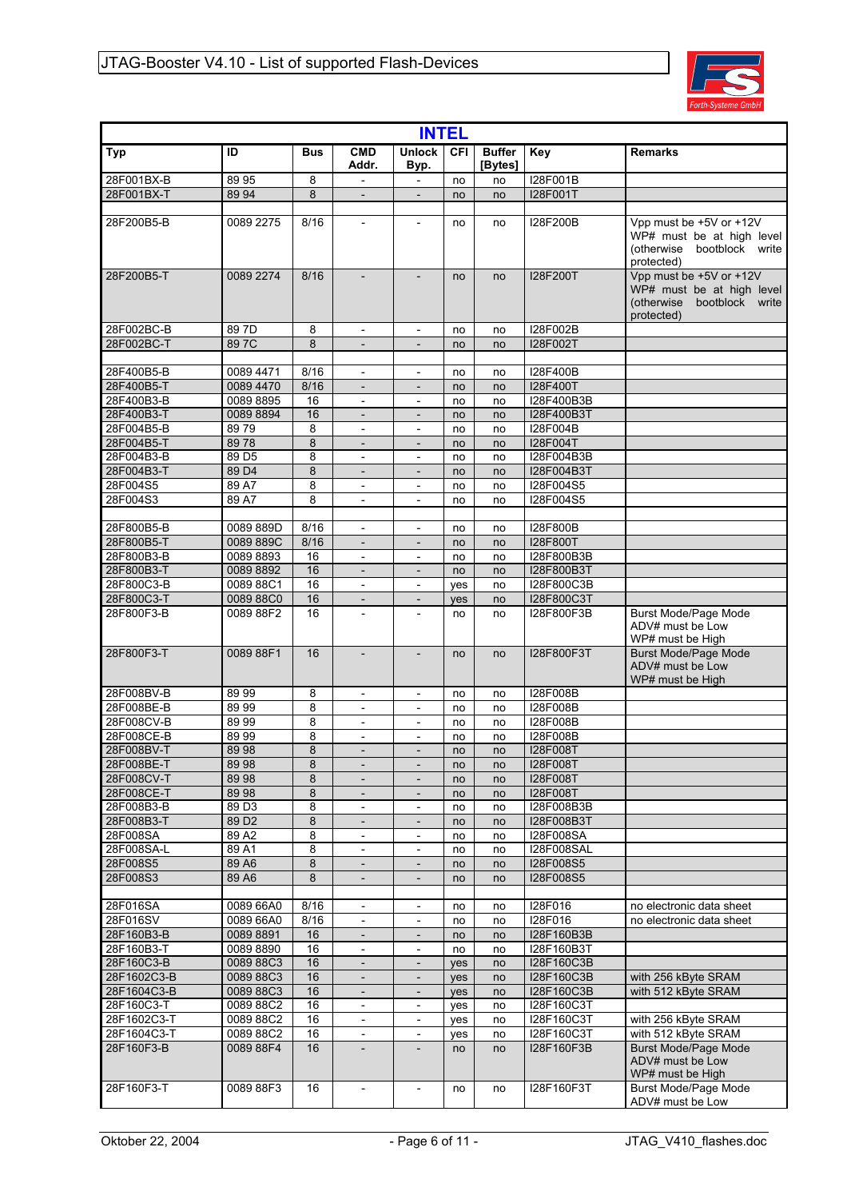| INTEL | | | | | | | | |
|---|---|---|---|---|---|---|---|---|
| **Typ** | **ID** | **Bus** | **CMD Addr.** | **Unlock Byp.** | **CFI** | **Buffer [Bytes]** | **Key** | **Remarks** |
| 28F001BX-B | 89 95 | 8 | - | - | no | no | I28F001B | |
| 28F001BX-T | 89 94 | 8 | - | - | no | no | I28F001T | |
| | | | | | | | | |
| 28F200B5-B | 0089 2275 | 8/16 | - | - | no | no | I28F200B | Vpp must be +5V or +12V WP# must be at high level (otherwise bootblock write protected) |
| 28F200B5-T | 0089 2274 | 8/16 | - | - | no | no | I28F200T | Vpp must be +5V or +12V WP# must be at high level (otherwise bootblock write protected) |
| 28F002BC-B | 89 7D | 8 | - | - | no | no | I28F002B | |
| 28F002BC-T | 89 7C | 8 | - | - | no | no | I28F002T | |
| | | | | | | | | |
| 28F400B5-B | 0089 4471 | 8/16 | - | - | no | no | I28F400B | |
| 28F400B5-T | 0089 4470 | 8/16 | - | - | no | no | I28F400T | |
| 28F400B3-B | 0089 8895 | 16 | - | - | no | no | I28F400B3B | |
| 28F400B3-T | 0089 8894 | 16 | - | - | no | no | I28F400B3T | |
| 28F004B5-B | 89 79 | 8 | - | - | no | no | I28F004B | |
| 28F004B5-T | 89 78 | 8 | - | - | no | no | I28F004T | |
| 28F004B3-B | 89 D5 | 8 | - | - | no | no | I28F004B3B | |
| 28F004B3-T | 89 D4 | 8 | - | - | no | no | I28F004B3T | |
| 28F004S5 | 89 A7 | 8 | - | - | no | no | I28F004S5 | |
| 28F004S3 | 89 A7 | 8 | - | - | no | no | I28F004S5 | |
| | | | | | | | | |
| 28F800B5-B | 0089 889D | 8/16 | - | - | no | no | I28F800B | |
| 28F800B5-T | 0089 889C | 8/16 | - | - | no | no | I28F800T | |
| 28F800B3-B | 0089 8893 | 16 | - | - | no | no | I28F800B3B | |
| 28F800B3-T | 0089 8892 | 16 | - | - | no | no | I28F800B3T | |
| 28F800C3-B | 0089 88C1 | 16 | - | - | yes | no | I28F800C3B | |
| 28F800C3-T | 0089 88C0 | 16 | - | - | yes | no | I28F800C3T | |
| 28F800F3-B | 0089 88F2 | 16 | - | - | no | no | I28F800F3B | Burst Mode/Page Mode ADV# must be Low WP# must be High |
| 28F800F3-T | 0089 88F1 | 16 | - | - | no | no | I28F800F3T | Burst Mode/Page Mode ADV# must be Low WP# must be High |
| 28F008BV-B | 89 99 | 8 | - | - | no | no | I28F008B | |
| 28F008BE-B | 89 99 | 8 | - | - | no | no | I28F008B | |
| 28F008CV-B | 89 99 | 8 | - | - | no | no | I28F008B | |
| 28F008CE-B | 89 99 | 8 | - | - | no | no | I28F008B | |
| 28F008BV-T | 89 98 | 8 | - | - | no | no | I28F008T | |
| 28F008BE-T | 89 98 | 8 | - | - | no | no | I28F008T | |
| 28F008CV-T | 89 98 | 8 | - | - | no | no | I28F008T | |
| 28F008CE-T | 89 98 | 8 | - | - | no | no | I28F008T | |
| 28F008B3-B | 89 D3 | 8 | - | - | no | no | I28F008B3B | |
| 28F008B3-T | 89 D2 | 8 | - | - | no | no | I28F008B3T | |
| 28F008SA | 89 A2 | 8 | - | - | no | no | I28F008SA | |
| 28F008SA-L | 89 A1 | 8 | - | - | no | no | I28F008SAL | |
| 28F008S5 | 89 A6 | 8 | - | - | no | no | I28F008S5 | |
| 28F008S3 | 89 A6 | 8 | - | - | no | no | I28F008S5 | |
| | | | | | | | | |
| 28F016SA | 0089 66A0 | 8/16 | - | - | no | no | I28F016 | no electronic data sheet |
| 28F016SV | 0089 66A0 | 8/16 | - | - | no | no | I28F016 | no electronic data sheet |
| 28F160B3-B | 0089 8891 | 16 | - | - | no | no | I28F160B3B | |
| 28F160B3-T | 0089 8890 | 16 | - | - | no | no | I28F160B3T | |
| 28F160C3-B | 0089 88C3 | 16 | - | - | yes | no | I28F160C3B | |
| 28F1602C3-B | 0089 88C3 | 16 | - | - | yes | no | I28F160C3B | with 256 kByte SRAM |
| 28F1604C3-B | 0089 88C3 | 16 | - | - | yes | no | I28F160C3B | with 512 kByte SRAM |
| 28F160C3-T | 0089 88C2 | 16 | - | - | yes | no | I28F160C3T | |
| 28F1602C3-T | 0089 88C2 | 16 | - | - | yes | no | I28F160C3T | with 256 kByte SRAM |
| 28F1604C3-T | 0089 88C2 | 16 | - | - | yes | no | I28F160C3T | with 512 kByte SRAM |
| 28F160F3-B | 0089 88F4 | 16 | - | - | no | no | I28F160F3B | Burst Mode/Page Mode ADV# must be Low WP# must be High |
| 28F160F3-T | 0089 88F3 | 16 | - | - | no | no | I28F160F3T | Burst Mode/Page Mode ADV# must be Low |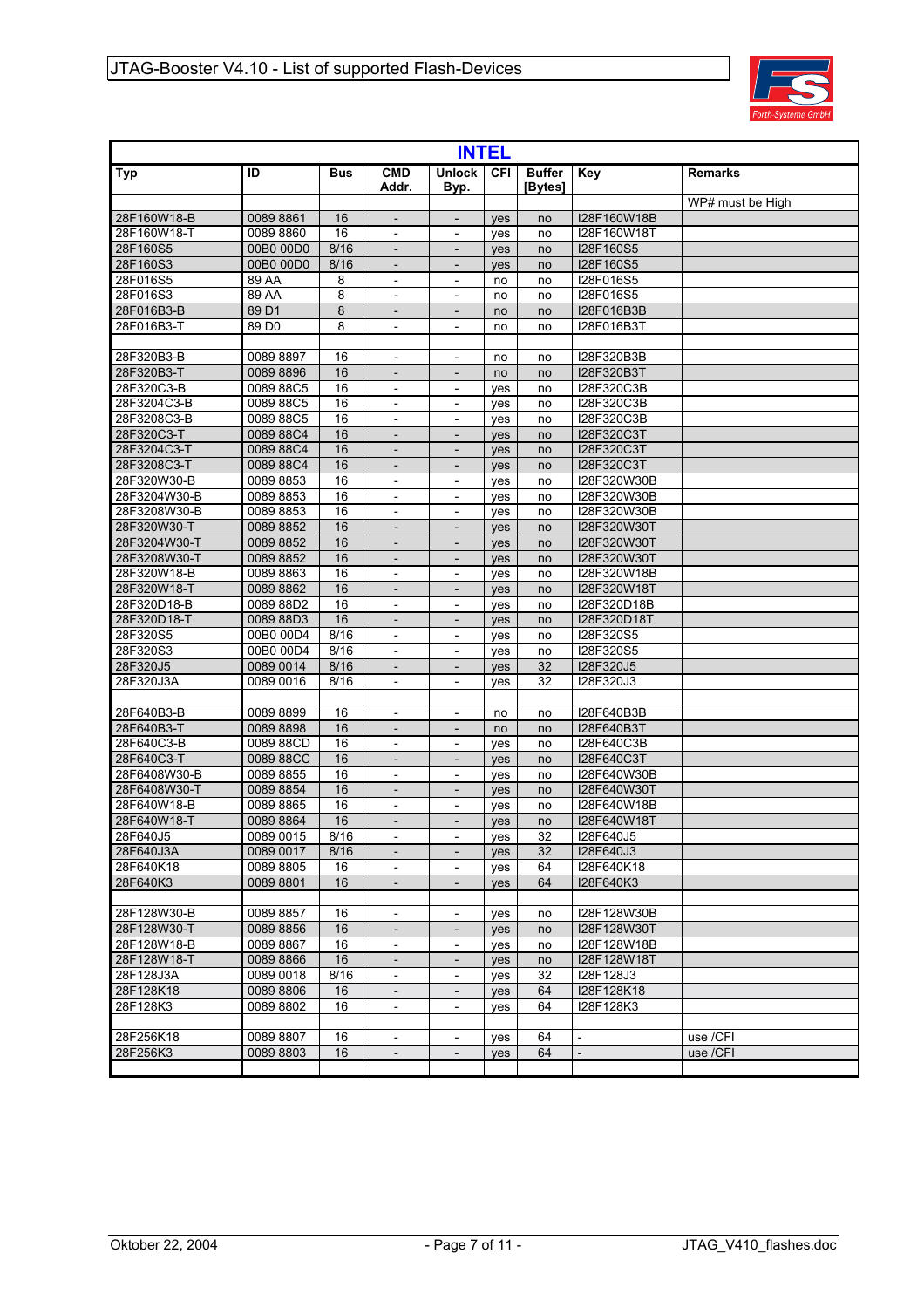## INTEL

| Typ | ID | Bus | CMD Addr. | Unlock Byp. | CFI | Buffer [Bytes] | Key | Remarks |
|---|---|---|---|---|---|---|---|---|
| | | | | | | | | WP# must be High |
| 28F160W18-B | 0089 8861 | 16 | - | - | yes | no | I28F160W18B | |
| 28F160W18-T | 0089 8860 | 16 | - | - | yes | no | I28F160W18T | |
| 28F160S5 | 00B0 00D0 | 8/16 | - | - | yes | no | I28F160S5 | |
| 28F160S3 | 00B0 00D0 | 8/16 | - | - | yes | no | I28F160S5 | |
| 28F016S5 | 89 AA | 8 | - | - | no | no | I28F016S5 | |
| 28F016S3 | 89 AA | 8 | - | - | no | no | I28F016S5 | |
| 28F016B3-B | 89 D1 | 8 | - | - | no | no | I28F016B3B | |
| 28F016B3-T | 89 D0 | 8 | - | - | no | no | I28F016B3T | |
| | | | | | | | | |
| 28F320B3-B | 0089 8897 | 16 | - | - | no | no | I28F320B3B | |
| 28F320B3-T | 0089 8896 | 16 | - | - | no | no | I28F320B3T | |
| 28F320C3-B | 0089 88C5 | 16 | - | - | yes | no | I28F320C3B | |
| 28F3204C3-B | 0089 88C5 | 16 | - | - | yes | no | I28F320C3B | |
| 28F3208C3-B | 0089 88C5 | 16 | - | - | yes | no | I28F320C3B | |
| 28F320C3-T | 0089 88C4 | 16 | - | - | yes | no | I28F320C3T | |
| 28F3204C3-T | 0089 88C4 | 16 | - | - | yes | no | I28F320C3T | |
| 28F3208C3-T | 0089 88C4 | 16 | - | - | yes | no | I28F320C3T | |
| 28F320W30-B | 0089 8853 | 16 | - | - | yes | no | I28F320W30B | |
| 28F3204W30-B | 0089 8853 | 16 | - | - | yes | no | I28F320W30B | |
| 28F3208W30-B | 0089 8853 | 16 | - | - | yes | no | I28F320W30B | |
| 28F320W30-T | 0089 8852 | 16 | - | - | yes | no | I28F320W30T | |
| 28F3204W30-T | 0089 8852 | 16 | - | - | yes | no | I28F320W30T | |
| 28F3208W30-T | 0089 8852 | 16 | - | - | yes | no | I28F320W30T | |
| 28F320W18-B | 0089 8863 | 16 | - | - | yes | no | I28F320W18B | |
| 28F320W18-T | 0089 8862 | 16 | - | - | yes | no | I28F320W18T | |
| 28F320D18-B | 0089 88D2 | 16 | - | - | yes | no | I28F320D18B | |
| 28F320D18-T | 0089 88D3 | 16 | - | - | yes | no | I28F320D18T | |
| 28F320S5 | 00B0 00D4 | 8/16 | - | - | yes | no | I28F320S5 | |
| 28F320S3 | 00B0 00D4 | 8/16 | - | - | yes | no | I28F320S5 | |
| 28F320J5 | 0089 0014 | 8/16 | - | - | yes | 32 | I28F320J5 | |
| 28F320J3A | 0089 0016 | 8/16 | - | - | yes | 32 | I28F320J3 | |
| | | | | | | | | |
| 28F640B3-B | 0089 8899 | 16 | - | - | no | no | I28F640B3B | |
| 28F640B3-T | 0089 8898 | 16 | - | - | no | no | I28F640B3T | |
| 28F640C3-B | 0089 88CD | 16 | - | - | yes | no | I28F640C3B | |
| 28F640C3-T | 0089 88CC | 16 | - | - | yes | no | I28F640C3T | |
| 28F6408W30-B | 0089 8855 | 16 | - | - | yes | no | I28F640W30B | |
| 28F6408W30-T | 0089 8854 | 16 | - | - | yes | no | I28F640W30T | |
| 28F640W18-B | 0089 8865 | 16 | - | - | yes | no | I28F640W18B | |
| 28F640W18-T | 0089 8864 | 16 | - | - | yes | no | I28F640W18T | |
| 28F640J5 | 0089 0015 | 8/16 | - | - | yes | 32 | I28F640J5 | |
| 28F640J3A | 0089 0017 | 8/16 | - | - | yes | 32 | I28F640J3 | |
| 28F640K18 | 0089 8805 | 16 | - | - | yes | 64 | I28F640K18 | |
| 28F640K3 | 0089 8801 | 16 | - | - | yes | 64 | I28F640K3 | |
| | | | | | | | | |
| 28F128W30-B | 0089 8857 | 16 | - | - | yes | no | I28F128W30B | |
| 28F128W30-T | 0089 8856 | 16 | - | - | yes | no | I28F128W30T | |
| 28F128W18-B | 0089 8867 | 16 | - | - | yes | no | I28F128W18B | |
| 28F128W18-T | 0089 8866 | 16 | - | - | yes | no | I28F128W18T | |
| 28F128J3A | 0089 0018 | 8/16 | - | - | yes | 32 | I28F128J3 | |
| 28F128K18 | 0089 8806 | 16 | - | - | yes | 64 | I28F128K18 | |
| 28F128K3 | 0089 8802 | 16 | - | - | yes | 64 | I28F128K3 | |
| | | | | | | | | |
| 28F256K18 | 0089 8807 | 16 | - | - | yes | 64 | - | use /CFI |
| 28F256K3 | 0089 8803 | 16 | - | - | yes | 64 | - | use /CFI |
| | | | | | | | | |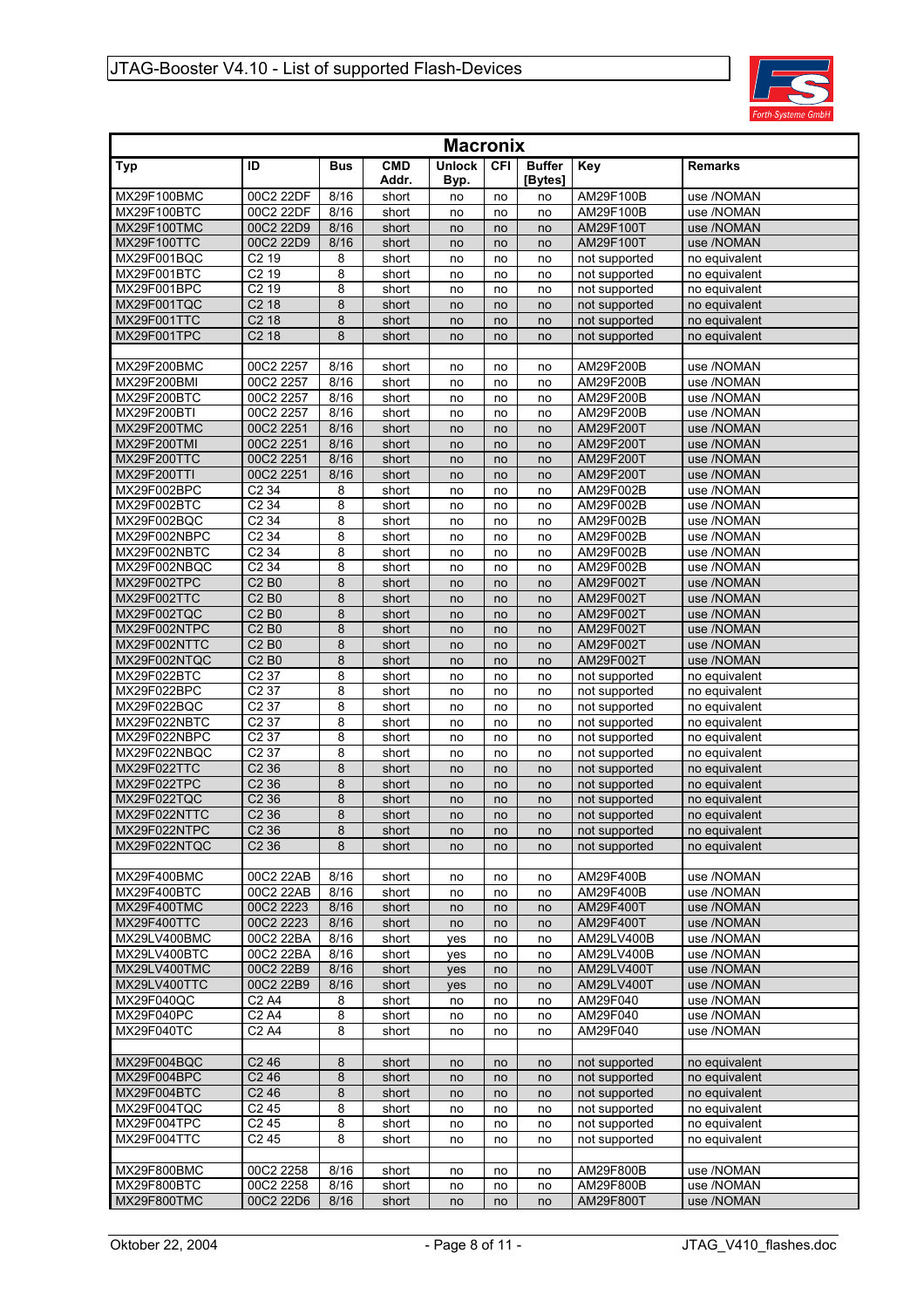## Macronix

| Typ | ID | Bus | CMD Addr. | Unlock Byp. | CFI | Buffer [Bytes] | Key | Remarks |
|---|---|---|---|---|---|---|---|---|
| MX29F100BMC | 00C2 22DF | 8/16 | short | no | no | no | AM29F100B | use /NOMAN |
| MX29F100BTC | 00C2 22DF | 8/16 | short | no | no | no | AM29F100B | use /NOMAN |
| MX29F100TMC | 00C2 22D9 | 8/16 | short | no | no | no | AM29F100T | use /NOMAN |
| MX29F100TTC | 00C2 22D9 | 8/16 | short | no | no | no | AM29F100T | use /NOMAN |
| MX29F001BQC | C2 19 | 8 | short | no | no | no | not supported | no equivalent |
| MX29F001BTC | C2 19 | 8 | short | no | no | no | not supported | no equivalent |
| MX29F001BPC | C2 19 | 8 | short | no | no | no | not supported | no equivalent |
| MX29F001TQC | C2 18 | 8 | short | no | no | no | not supported | no equivalent |
| MX29F001TTC | C2 18 | 8 | short | no | no | no | not supported | no equivalent |
| MX29F001TPC | C2 18 | 8 | short | no | no | no | not supported | no equivalent |
| | | | | | | | | |
| MX29F200BMC | 00C2 2257 | 8/16 | short | no | no | no | AM29F200B | use /NOMAN |
| MX29F200BMI | 00C2 2257 | 8/16 | short | no | no | no | AM29F200B | use /NOMAN |
| MX29F200BTC | 00C2 2257 | 8/16 | short | no | no | no | AM29F200B | use /NOMAN |
| MX29F200BTI | 00C2 2257 | 8/16 | short | no | no | no | AM29F200B | use /NOMAN |
| MX29F200TMC | 00C2 2251 | 8/16 | short | no | no | no | AM29F200T | use /NOMAN |
| MX29F200TMI | 00C2 2251 | 8/16 | short | no | no | no | AM29F200T | use /NOMAN |
| MX29F200TTC | 00C2 2251 | 8/16 | short | no | no | no | AM29F200T | use /NOMAN |
| MX29F200TTI | 00C2 2251 | 8/16 | short | no | no | no | AM29F200T | use /NOMAN |
| MX29F002BPC | C2 34 | 8 | short | no | no | no | AM29F002B | use /NOMAN |
| MX29F002BTC | C2 34 | 8 | short | no | no | no | AM29F002B | use /NOMAN |
| MX29F002BQC | C2 34 | 8 | short | no | no | no | AM29F002B | use /NOMAN |
| MX29F002NBPC | C2 34 | 8 | short | no | no | no | AM29F002B | use /NOMAN |
| MX29F002NBTC | C2 34 | 8 | short | no | no | no | AM29F002B | use /NOMAN |
| MX29F002NBQC | C2 34 | 8 | short | no | no | no | AM29F002B | use /NOMAN |
| MX29F002TPC | C2 B0 | 8 | short | no | no | no | AM29F002T | use /NOMAN |
| MX29F002TTC | C2 B0 | 8 | short | no | no | no | AM29F002T | use /NOMAN |
| MX29F002TQC | C2 B0 | 8 | short | no | no | no | AM29F002T | use /NOMAN |
| MX29F002NTPC | C2 B0 | 8 | short | no | no | no | AM29F002T | use /NOMAN |
| MX29F002NTTC | C2 B0 | 8 | short | no | no | no | AM29F002T | use /NOMAN |
| MX29F002NTQC | C2 B0 | 8 | short | no | no | no | AM29F002T | use /NOMAN |
| MX29F022BTC | C2 37 | 8 | short | no | no | no | not supported | no equivalent |
| MX29F022BPC | C2 37 | 8 | short | no | no | no | not supported | no equivalent |
| MX29F022BQC | C2 37 | 8 | short | no | no | no | not supported | no equivalent |
| MX29F022NBTC | C2 37 | 8 | short | no | no | no | not supported | no equivalent |
| MX29F022NBPC | C2 37 | 8 | short | no | no | no | not supported | no equivalent |
| MX29F022NBQC | C2 37 | 8 | short | no | no | no | not supported | no equivalent |
| MX29F022TTC | C2 36 | 8 | short | no | no | no | not supported | no equivalent |
| MX29F022TPC | C2 36 | 8 | short | no | no | no | not supported | no equivalent |
| MX29F022TQC | C2 36 | 8 | short | no | no | no | not supported | no equivalent |
| MX29F022NTTC | C2 36 | 8 | short | no | no | no | not supported | no equivalent |
| MX29F022NTPC | C2 36 | 8 | short | no | no | no | not supported | no equivalent |
| MX29F022NTQC | C2 36 | 8 | short | no | no | no | not supported | no equivalent |
| | | | | | | | | |
| MX29F400BMC | 00C2 22AB | 8/16 | short | no | no | no | AM29F400B | use /NOMAN |
| MX29F400BTC | 00C2 22AB | 8/16 | short | no | no | no | AM29F400B | use /NOMAN |
| MX29F400TMC | 00C2 2223 | 8/16 | short | no | no | no | AM29F400T | use /NOMAN |
| MX29F400TTC | 00C2 2223 | 8/16 | short | no | no | no | AM29F400T | use /NOMAN |
| MX29LV400BMC | 00C2 22BA | 8/16 | short | yes | no | no | AM29LV400B | use /NOMAN |
| MX29LV400BTC | 00C2 22BA | 8/16 | short | yes | no | no | AM29LV400B | use /NOMAN |
| MX29LV400TMC | 00C2 22B9 | 8/16 | short | yes | no | no | AM29LV400T | use /NOMAN |
| MX29LV400TTC | 00C2 22B9 | 8/16 | short | yes | no | no | AM29LV400T | use /NOMAN |
| MX29F040QC | C2 A4 | 8 | short | no | no | no | AM29F040 | use /NOMAN |
| MX29F040PC | C2 A4 | 8 | short | no | no | no | AM29F040 | use /NOMAN |
| MX29F040TC | C2 A4 | 8 | short | no | no | no | AM29F040 | use /NOMAN |
| | | | | | | | | |
| MX29F004BQC | C2 46 | 8 | short | no | no | no | not supported | no equivalent |
| MX29F004BPC | C2 46 | 8 | short | no | no | no | not supported | no equivalent |
| MX29F004BTC | C2 46 | 8 | short | no | no | no | not supported | no equivalent |
| MX29F004TQC | C2 45 | 8 | short | no | no | no | not supported | no equivalent |
| MX29F004TPC | C2 45 | 8 | short | no | no | no | not supported | no equivalent |
| MX29F004TTC | C2 45 | 8 | short | no | no | no | not supported | no equivalent |
| | | | | | | | | |
| MX29F800BMC | 00C2 2258 | 8/16 | short | no | no | no | AM29F800B | use /NOMAN |
| MX29F800BTC | 00C2 2258 | 8/16 | short | no | no | no | AM29F800B | use /NOMAN |
| MX29F800TMC | 00C2 22D6 | 8/16 | short | no | no | no | AM29F800T | use /NOMAN |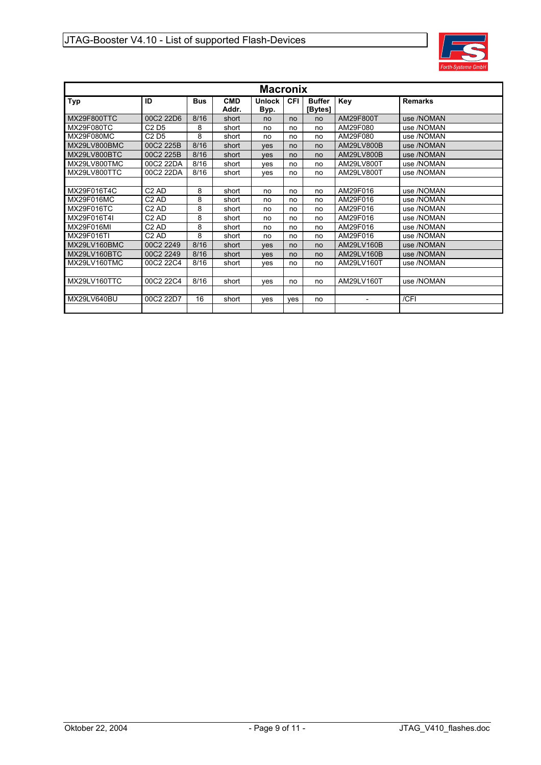| Macronix | | | | | | | | |
|---|---|---|---|---|---|---|---|---|
| **Typ** | **ID** | **Bus** | **CMD Addr.** | **Unlock Byp.** | **CFI** | **Buffer [Bytes]** | **Key** | **Remarks** |
| MX29F800TTC | 00C2 22D6 | 8/16 | short | no | no | no | AM29F800T | use /NOMAN |
| MX29F080TC | C2 D5 | 8 | short | no | no | no | AM29F080 | use /NOMAN |
| MX29F080MC | C2 D5 | 8 | short | no | no | no | AM29F080 | use /NOMAN |
| MX29LV800BMC | 00C2 225B | 8/16 | short | yes | no | no | AM29LV800B | use /NOMAN |
| MX29LV800BTC | 00C2 225B | 8/16 | short | yes | no | no | AM29LV800B | use /NOMAN |
| MX29LV800TMC | 00C2 22DA | 8/16 | short | yes | no | no | AM29LV800T | use /NOMAN |
| MX29LV800TTC | 00C2 22DA | 8/16 | short | yes | no | no | AM29LV800T | use /NOMAN |
| | | | | | | | | |
| MX29F016T4C | C2 AD | 8 | short | no | no | no | AM29F016 | use /NOMAN |
| MX29F016MC | C2 AD | 8 | short | no | no | no | AM29F016 | use /NOMAN |
| MX29F016TC | C2 AD | 8 | short | no | no | no | AM29F016 | use /NOMAN |
| MX29F016T4I | C2 AD | 8 | short | no | no | no | AM29F016 | use /NOMAN |
| MX29F016MI | C2 AD | 8 | short | no | no | no | AM29F016 | use /NOMAN |
| MX29F016TI | C2 AD | 8 | short | no | no | no | AM29F016 | use /NOMAN |
| MX29LV160BMC | 00C2 2249 | 8/16 | short | yes | no | no | AM29LV160B | use /NOMAN |
| MX29LV160BTC | 00C2 2249 | 8/16 | short | yes | no | no | AM29LV160B | use /NOMAN |
| MX29LV160TMC | 00C2 22C4 | 8/16 | short | yes | no | no | AM29LV160T | use /NOMAN |
| | | | | | | | | |
| MX29LV160TTC | 00C2 22C4 | 8/16 | short | yes | no | no | AM29LV160T | use /NOMAN |
| | | | | | | | | |
| MX29LV640BU | 00C2 22D7 | 16 | short | yes | yes | no | - | /CFI |
| | | | | | | | | |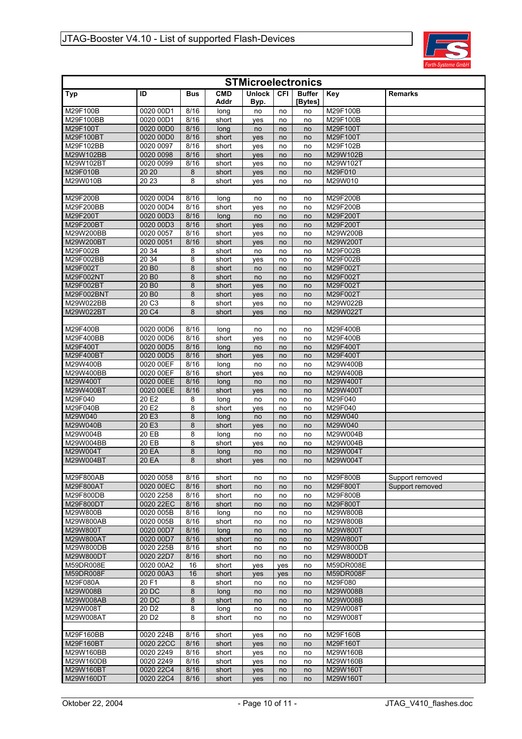## STMicroelectronics

| Typ | ID | Bus | CMD Addr | Unlock Byp. | CFI | Buffer [Bytes] | Key | Remarks |
|---|---|---|---|---|---|---|---|---|
| M29F100B | 0020 00D1 | 8/16 | long | no | no | no | M29F100B | |
| M29F100BB | 0020 00D1 | 8/16 | short | yes | no | no | M29F100B | |
| M29F100T | 0020 00D0 | 8/16 | long | no | no | no | M29F100T | |
| M29F100BT | 0020 00D0 | 8/16 | short | yes | no | no | M29F100T | |
| M29F102BB | 0020 0097 | 8/16 | short | yes | no | no | M29F102B | |
| M29W102BB | 0020 0098 | 8/16 | short | yes | no | no | M29W102B | |
| M29W102BT | 0020 0099 | 8/16 | short | yes | no | no | M29W102T | |
| M29F010B | 20 20 | 8 | short | yes | no | no | M29F010 | |
| M29W010B | 20 23 | 8 | short | yes | no | no | M29W010 | |
| | | | | | | | | |
| M29F200B | 0020 00D4 | 8/16 | long | no | no | no | M29F200B | |
| M29F200BB | 0020 00D4 | 8/16 | short | yes | no | no | M29F200B | |
| M29F200T | 0020 00D3 | 8/16 | long | no | no | no | M29F200T | |
| M29F200BT | 0020 00D3 | 8/16 | short | yes | no | no | M29F200T | |
| M29W200BB | 0020 0057 | 8/16 | short | yes | no | no | M29W200B | |
| M29W200BT | 0020 0051 | 8/16 | short | yes | no | no | M29W200T | |
| M29F002B | 20 34 | 8 | short | no | no | no | M29F002B | |
| M29F002BB | 20 34 | 8 | short | yes | no | no | M29F002B | |
| M29F002T | 20 B0 | 8 | short | no | no | no | M29F002T | |
| M29F002NT | 20 B0 | 8 | short | no | no | no | M29F002T | |
| M29F002BT | 20 B0 | 8 | short | yes | no | no | M29F002T | |
| M29F002BNT | 20 B0 | 8 | short | yes | no | no | M29F002T | |
| M29W022BB | 20 C3 | 8 | short | yes | no | no | M29W022B | |
| M29W022BT | 20 C4 | 8 | short | yes | no | no | M29W022T | |
| | | | | | | | | |
| M29F400B | 0020 00D6 | 8/16 | long | no | no | no | M29F400B | |
| M29F400BB | 0020 00D6 | 8/16 | short | yes | no | no | M29F400B | |
| M29F400T | 0020 00D5 | 8/16 | long | no | no | no | M29F400T | |
| M29F400BT | 0020 00D5 | 8/16 | short | yes | no | no | M29F400T | |
| M29W400B | 0020 00EF | 8/16 | long | no | no | no | M29W400B | |
| M29W400BB | 0020 00EF | 8/16 | short | yes | no | no | M29W400B | |
| M29W400T | 0020 00EE | 8/16 | long | no | no | no | M29W400T | |
| M29W400BT | 0020 00EE | 8/16 | short | yes | no | no | M29W400T | |
| M29F040 | 20 E2 | 8 | long | no | no | no | M29F040 | |
| M29F040B | 20 E2 | 8 | short | yes | no | no | M29F040 | |
| M29W040 | 20 E3 | 8 | long | no | no | no | M29W040 | |
| M29W040B | 20 E3 | 8 | short | yes | no | no | M29W040 | |
| M29W004B | 20 EB | 8 | long | no | no | no | M29W004B | |
| M29W004BB | 20 EB | 8 | short | yes | no | no | M29W004B | |
| M29W004T | 20 EA | 8 | long | no | no | no | M29W004T | |
| M29W004BT | 20 EA | 8 | short | yes | no | no | M29W004T | |
| | | | | | | | | |
| M29F800AB | 0020 0058 | 8/16 | short | no | no | no | M29F800B | Support removed |
| M29F800AT | 0020 00EC | 8/16 | short | no | no | no | M29F800T | Support removed |
| M29F800DB | 0020 2258 | 8/16 | short | no | no | no | M29F800B | |
| M29F800DT | 0020 22EC | 8/16 | short | no | no | no | M29F800T | |
| M29W800B | 0020 005B | 8/16 | long | no | no | no | M29W800B | |
| M29W800AB | 0020 005B | 8/16 | short | no | no | no | M29W800B | |
| M29W800T | 0020 00D7 | 8/16 | long | no | no | no | M29W800T | |
| M29W800AT | 0020 00D7 | 8/16 | short | no | no | no | M29W800T | |
| M29W800DB | 0020 225B | 8/16 | short | no | no | no | M29W800DB | |
| M29W800DT | 0020 22D7 | 8/16 | short | no | no | no | M29W800DT | |
| M59DR008E | 0020 00A2 | 16 | short | yes | yes | no | M59DR008E | |
| M59DR008F | 0020 00A3 | 16 | short | yes | yes | no | M59DR008F | |
| M29F080A | 20 F1 | 8 | short | no | no | no | M29F080 | |
| M29W008B | 20 DC | 8 | long | no | no | no | M29W008B | |
| M29W008AB | 20 DC | 8 | short | no | no | no | M29W008B | |
| M29W008T | 20 D2 | 8 | long | no | no | no | M29W008T | |
| M29W008AT | 20 D2 | 8 | short | no | no | no | M29W008T | |
| | | | | | | | | |
| M29F160BB | 0020 224B | 8/16 | short | yes | no | no | M29F160B | |
| M29F160BT | 0020 22CC | 8/16 | short | yes | no | no | M29F160T | |
| M29W160BB | 0020 2249 | 8/16 | short | yes | no | no | M29W160B | |
| M29W160DB | 0020 2249 | 8/16 | short | yes | no | no | M29W160B | |
| M29W160BT | 0020 22C4 | 8/16 | short | yes | no | no | M29W160T | |
| M29W160DT | 0020 22C4 | 8/16 | short | yes | no | no | M29W160T | |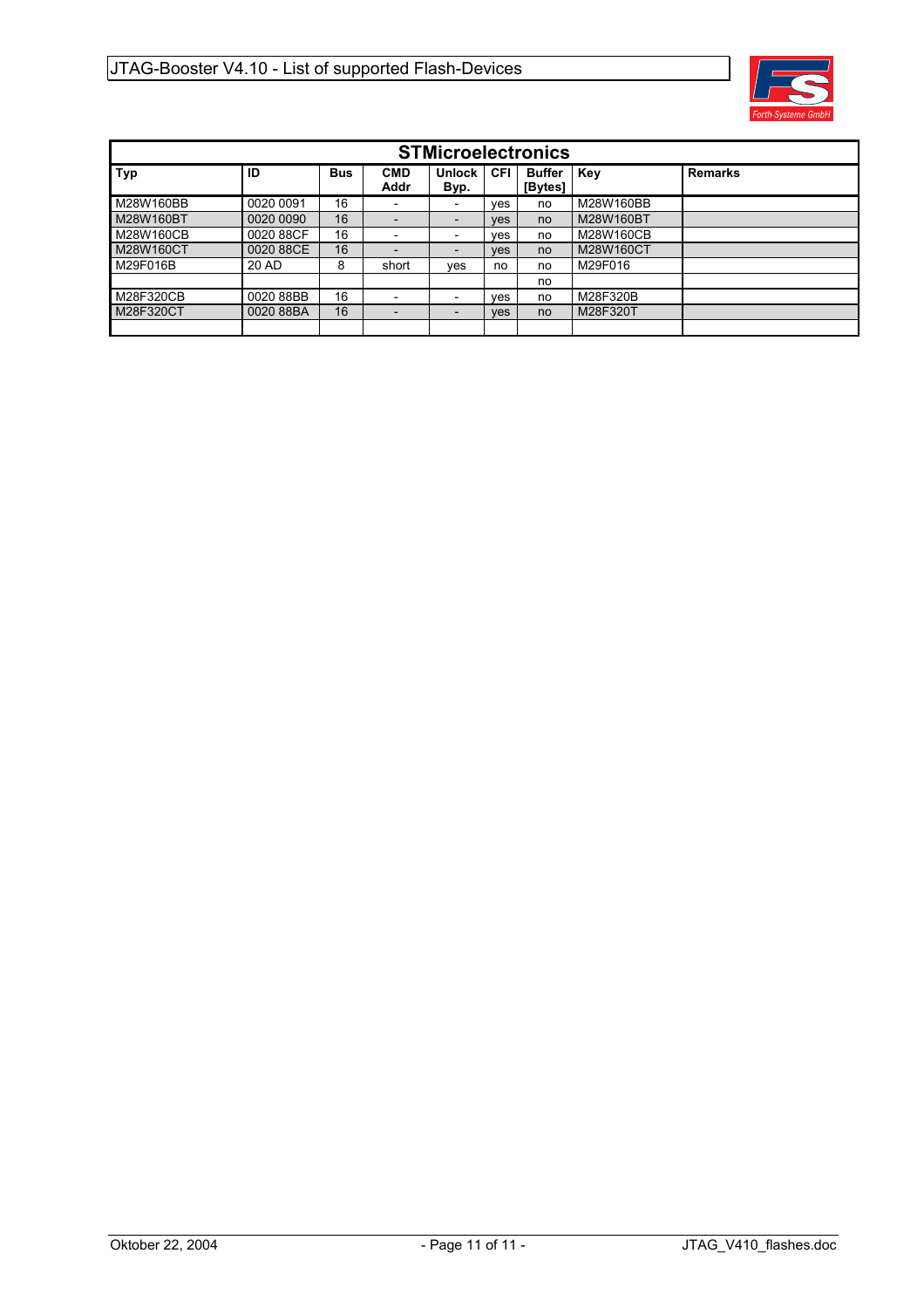## STMicroelectronics

| Typ | ID | Bus | CMD Addr | Unlock Byp. | CFI | Buffer [Bytes] | Key | Remarks |
|---|---|---|---|---|---|---|---|---|
| M28W160BB | 0020 0091 | 16 | - | - | yes | no | M28W160BB | |
| M28W160BT | 0020 0090 | 16 | - | - | yes | no | M28W160BT | |
| M28W160CB | 0020 88CF | 16 | - | - | yes | no | M28W160CB | |
| M28W160CT | 0020 88CE | 16 | - | - | yes | no | M28W160CT | |
| M29F016B | 20 AD | 8 | short | yes | no | no | M29F016 | |
| | | | | | | no | | |
| M28F320CB | 0020 88BB | 16 | - | - | yes | no | M28F320B | |
| M28F320CT | 0020 88BA | 16 | - | - | yes | no | M28F320T | |
| | | | | | | | | |